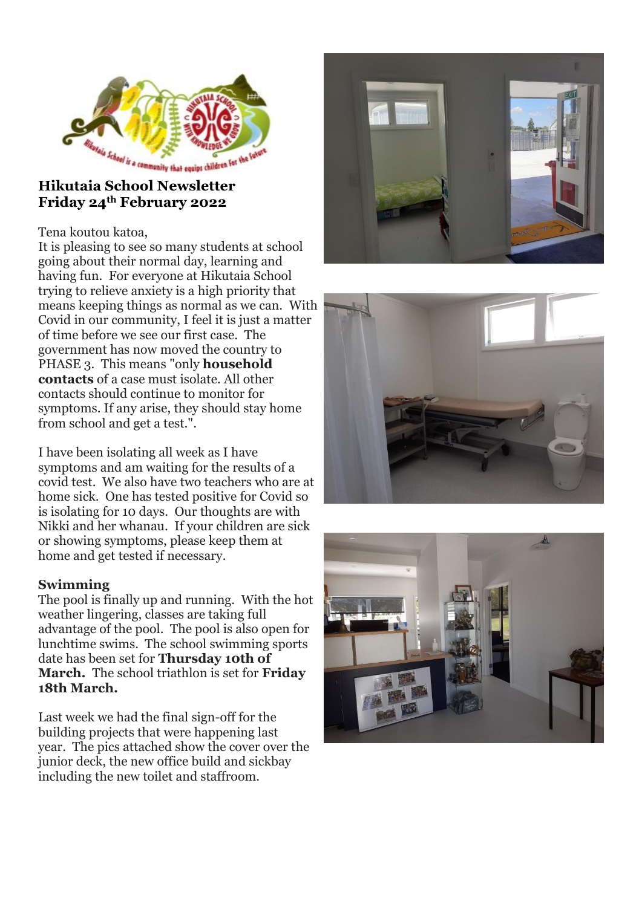# Hikutaia School Newsletter
## Friday 24th February 2022

Tena koutou katoa,

It is pleasing to see so many students at school going about their normal day, learning and having fun. For everyone at Hikutaia School trying to relieve anxiety is a high priority that means keeping things as normal as we can. With Covid in our community, I feel it is just a matter of time before we see our first case. The government has now moved the country to PHASE 3. This means "only **household contacts** of a case must isolate. All other contacts should continue to monitor for symptoms. If any arise, they should stay home from school and get a test.".

I have been isolating all week as I have symptoms and am waiting for the results of a covid test. We also have two teachers who are at home sick. One has tested positive for Covid so is isolating for 10 days. Our thoughts are with Nikki and her whanau. If your children are sick or showing symptoms, please keep them at home and get tested if necessary.

### Swimming

The pool is finally up and running. With the hot weather lingering, classes are taking full advantage of the pool. The pool is also open for lunchtime swims. The school swimming sports date has been set for **Thursday 10th of March.** The school triathlon is set for **Friday 18th March.**

Last week we had the final sign-off for the building projects that were happening last year. The pics attached show the cover over the junior deck, the new office build and sickbay including the new toilet and staffroom.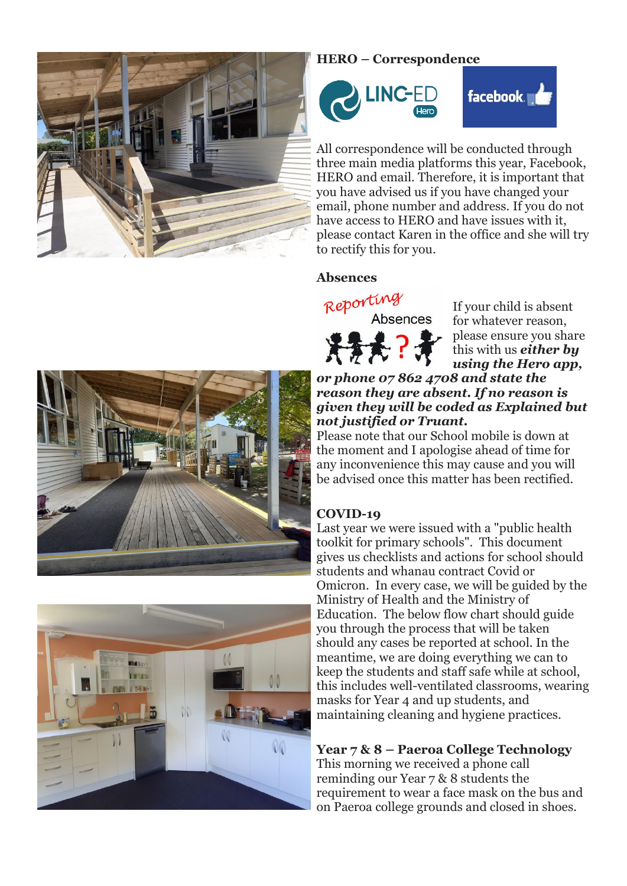**HERO – Correspondence**

All correspondence will be conducted through three main media platforms this year, Facebook, HERO and email. Therefore, it is important that you have advised us if you have changed your email, phone number and address. If you do not have access to HERO and have issues with it, please contact Karen in the office and she will try to rectify this for you.

**Absences**

If your child is absent for whatever reason, please ensure you share this with us ***either by using the Hero app, or phone 07 862 4708 and state the reason they are absent. If no reason is given they will be coded as Explained but not justified or Truant.***
Please note that our School mobile is down at the moment and I apologise ahead of time for any inconvenience this may cause and you will be advised once this matter has been rectified.

**COVID-19**

Last year we were issued with a "public health toolkit for primary schools". This document gives us checklists and actions for school should students and whanau contract Covid or Omicron. In every case, we will be guided by the Ministry of Health and the Ministry of Education. The below flow chart should guide you through the process that will be taken should any cases be reported at school. In the meantime, we are doing everything we can to keep the students and staff safe while at school, this includes well-ventilated classrooms, wearing masks for Year 4 and up students, and maintaining cleaning and hygiene practices.

**Year 7 & 8 – Paeroa College Technology**

This morning we received a phone call reminding our Year 7 & 8 students the requirement to wear a face mask on the bus and on Paeroa college grounds and closed in shoes.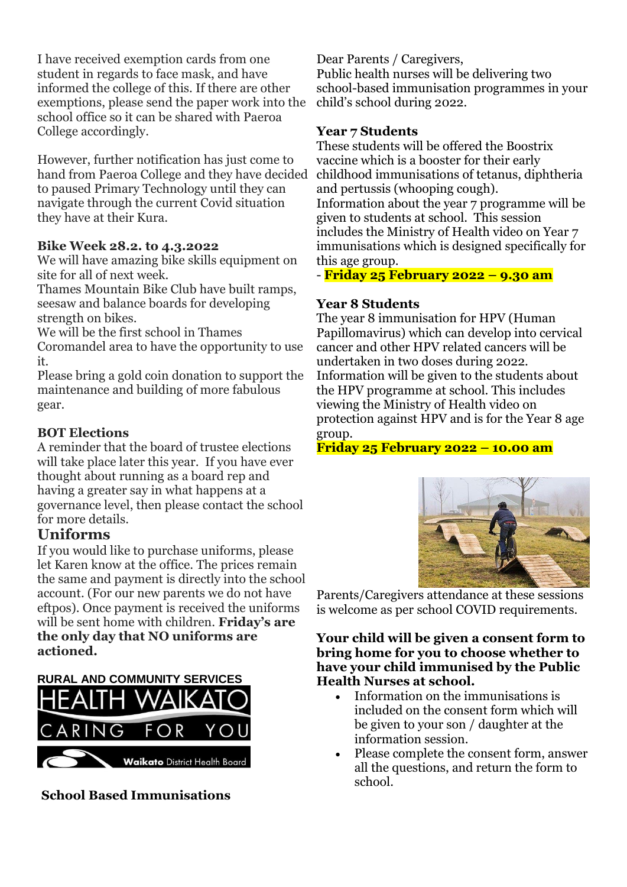I have received exemption cards from one student in regards to face mask, and have informed the college of this. If there are other exemptions, please send the paper work into the school office so it can be shared with Paeroa College accordingly.

However, further notification has just come to hand from Paeroa College and they have decided to paused Primary Technology until they can navigate through the current Covid situation they have at their Kura.

**Bike Week 28.2. to 4.3.2022**

We will have amazing bike skills equipment on site for all of next week.

Thames Mountain Bike Club have built ramps, seesaw and balance boards for developing strength on bikes.

We will be the first school in Thames Coromandel area to have the opportunity to use it.

Please bring a gold coin donation to support the maintenance and building of more fabulous gear.

**BOT Elections**

A reminder that the board of trustee elections will take place later this year. If you have ever thought about running as a board rep and having a greater say in what happens at a governance level, then please contact the school for more details.

## Uniforms

If you would like to purchase uniforms, please let Karen know at the office. The prices remain the same and payment is directly into the school account. (For our new parents we do not have eftpos). Once payment is received the uniforms will be sent home with children. **Friday's are the only day that NO uniforms are actioned.**

RURAL AND COMMUNITY SERVICES

HEALTH WAIKATO

CARING FOR YOU

Waikato District Health Board

**School Based Immunisations**

Dear Parents / Caregivers,

Public health nurses will be delivering two school-based immunisation programmes in your child's school during 2022.

**Year 7 Students**

These students will be offered the Boostrix vaccine which is a booster for their early childhood immunisations of tetanus, diphtheria and pertussis (whooping cough).

Information about the year 7 programme will be given to students at school. This session includes the Ministry of Health video on Year 7 immunisations which is designed specifically for this age group.

- **Friday 25 February 2022 – 9.30 am**

**Year 8 Students**

The year 8 immunisation for HPV (Human Papillomavirus) which can develop into cervical cancer and other HPV related cancers will be undertaken in two doses during 2022.

Information will be given to the students about the HPV programme at school. This includes viewing the Ministry of Health video on protection against HPV and is for the Year 8 age group.

**Friday 25 February 2022 – 10.00 am**

Parents/Caregivers attendance at these sessions is welcome as per school COVID requirements.

**Your child will be given a consent form to bring home for you to choose whether to have your child immunised by the Public Health Nurses at school.**

- Information on the immunisations is included on the consent form which will be given to your son / daughter at the information session.
- Please complete the consent form, answer all the questions, and return the form to school.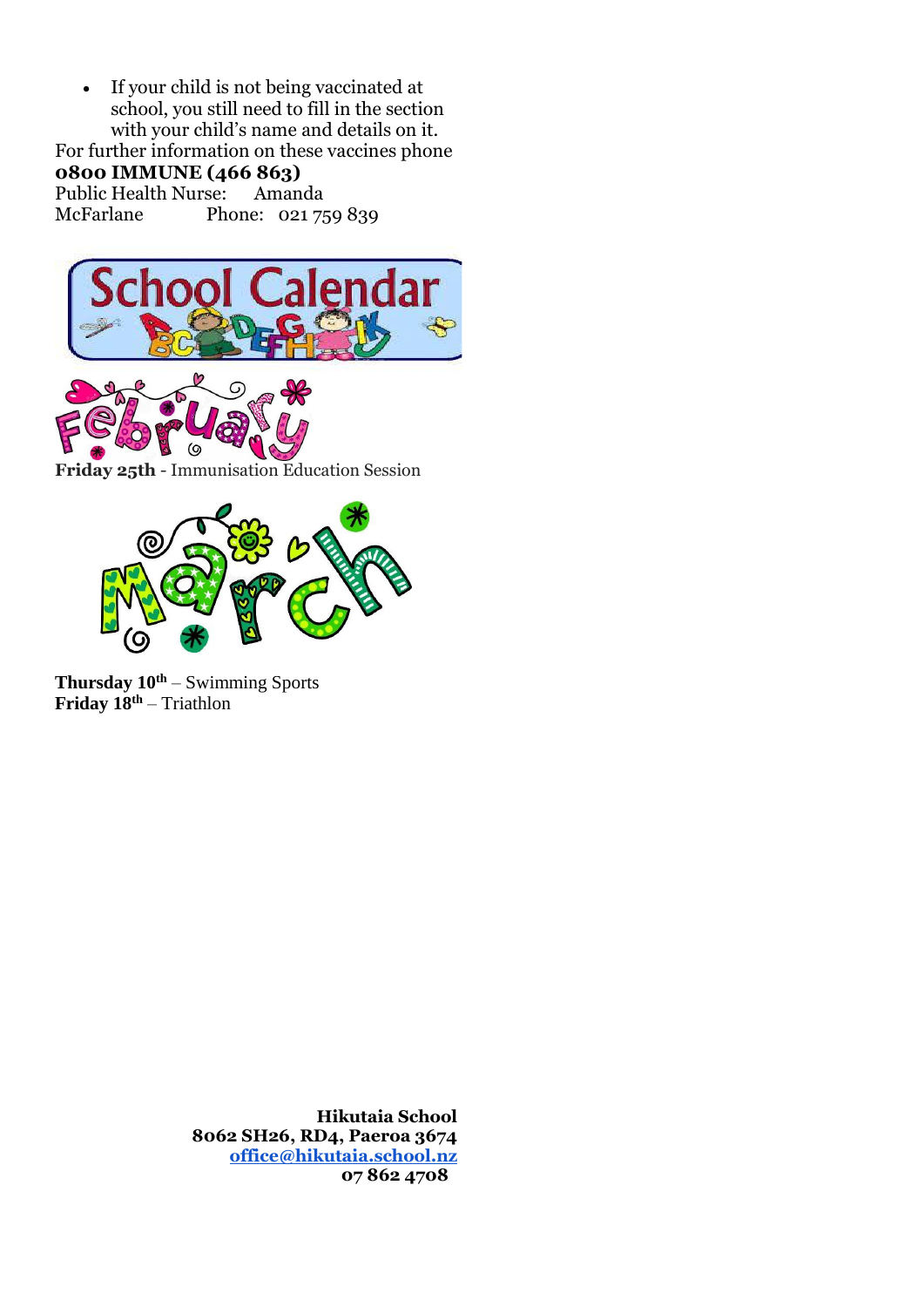- If your child is not being vaccinated at school, you still need to fill in the section with your child's name and details on it.

For further information on these vaccines phone
**0800 IMMUNE (466 863)**
Public Health Nurse: Amanda McFarlane Phone: 021 759 839

## School Calendar

### February

**Friday 25th** - Immunisation Education Session

### March

**Thursday 10th** – Swimming Sports
**Friday 18th** – Triathlon

**Hikutaia School**
**8062 SH26, RD4, Paeroa 3674**
**office@hikutaia.school.nz**
**07 862 4708**